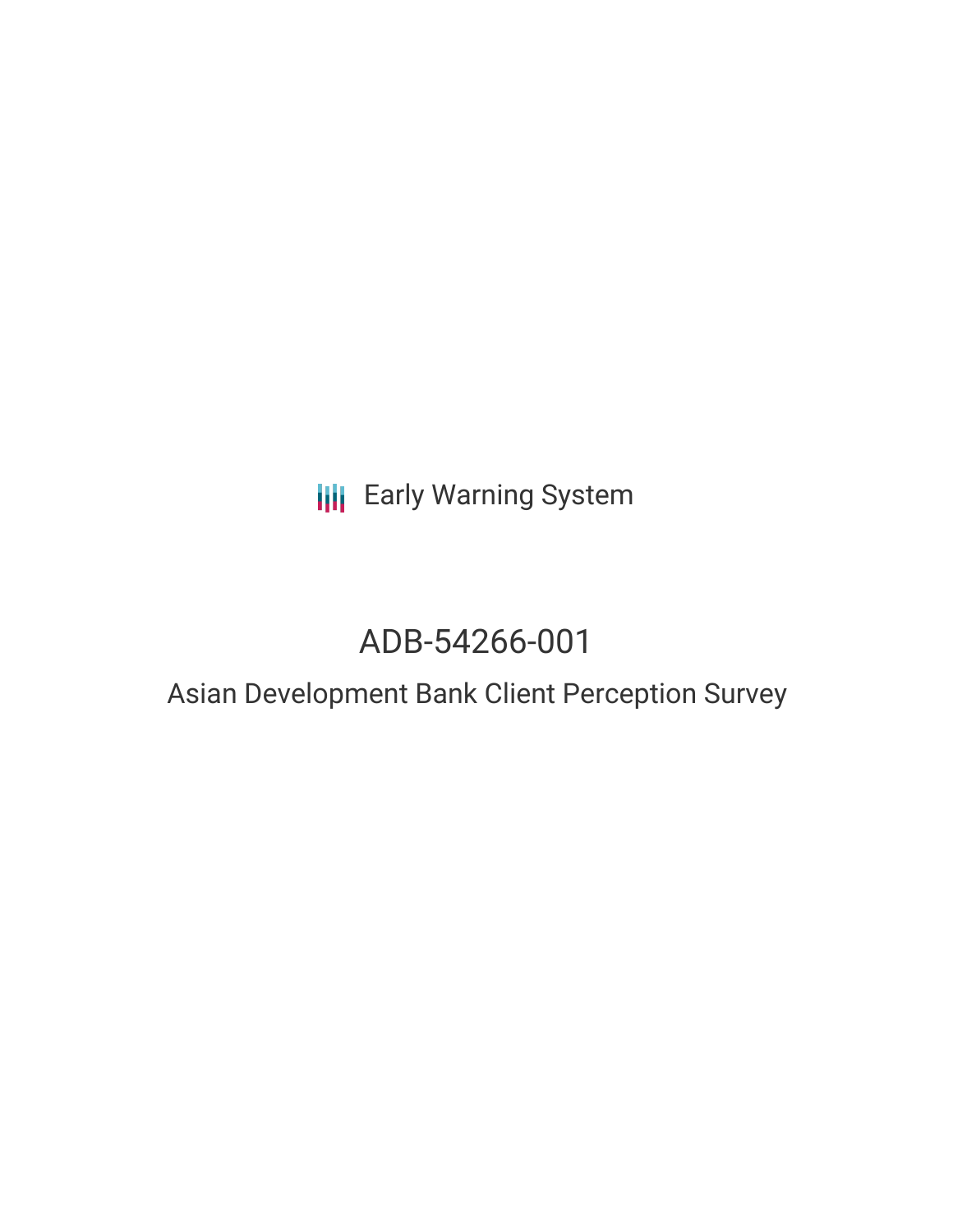Early Warning System

# ADB-54266-001

## Asian Development Bank Client Perception Survey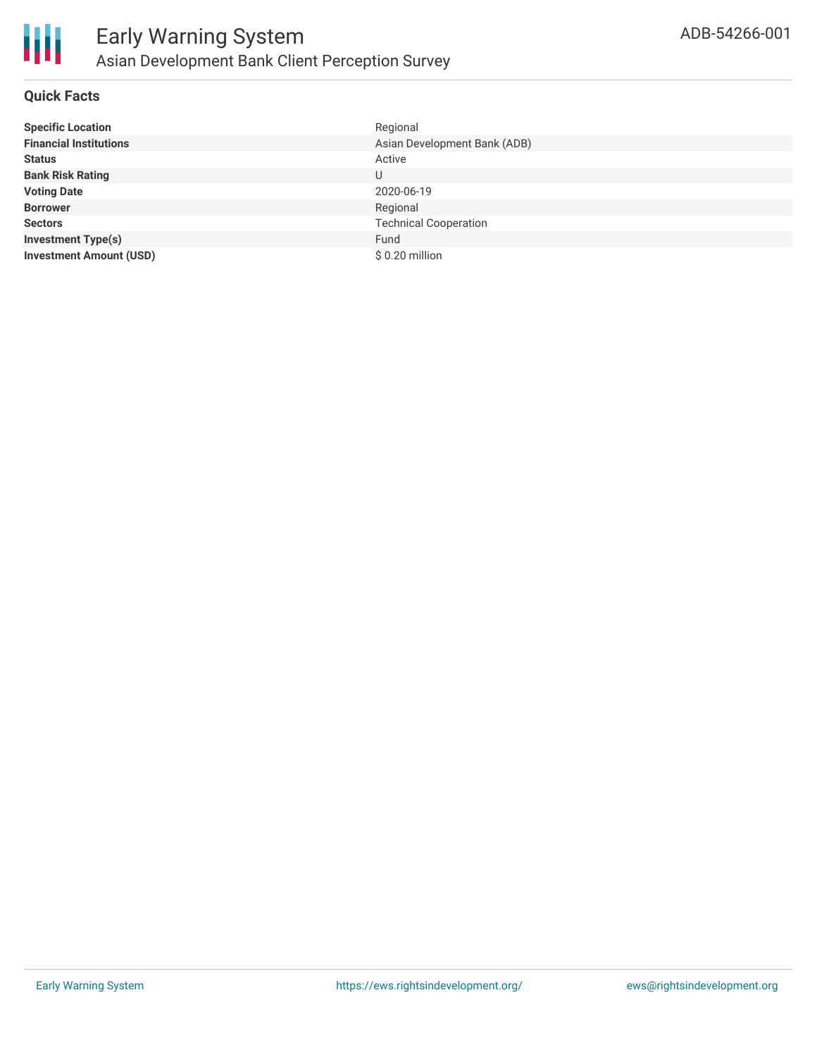# Early Warning System

## Asian Development Bank Client Perception Survey

ADB-54266-001

### Quick Facts

| | |
|---|---|
| **Specific Location** | Regional |
| **Financial Institutions** | Asian Development Bank (ADB) |
| **Status** | Active |
| **Bank Risk Rating** | U |
| **Voting Date** | 2020-06-19 |
| **Borrower** | Regional |
| **Sectors** | Technical Cooperation |
| **Investment Type(s)** | Fund |
| **Investment Amount (USD)** | $ 0.20 million |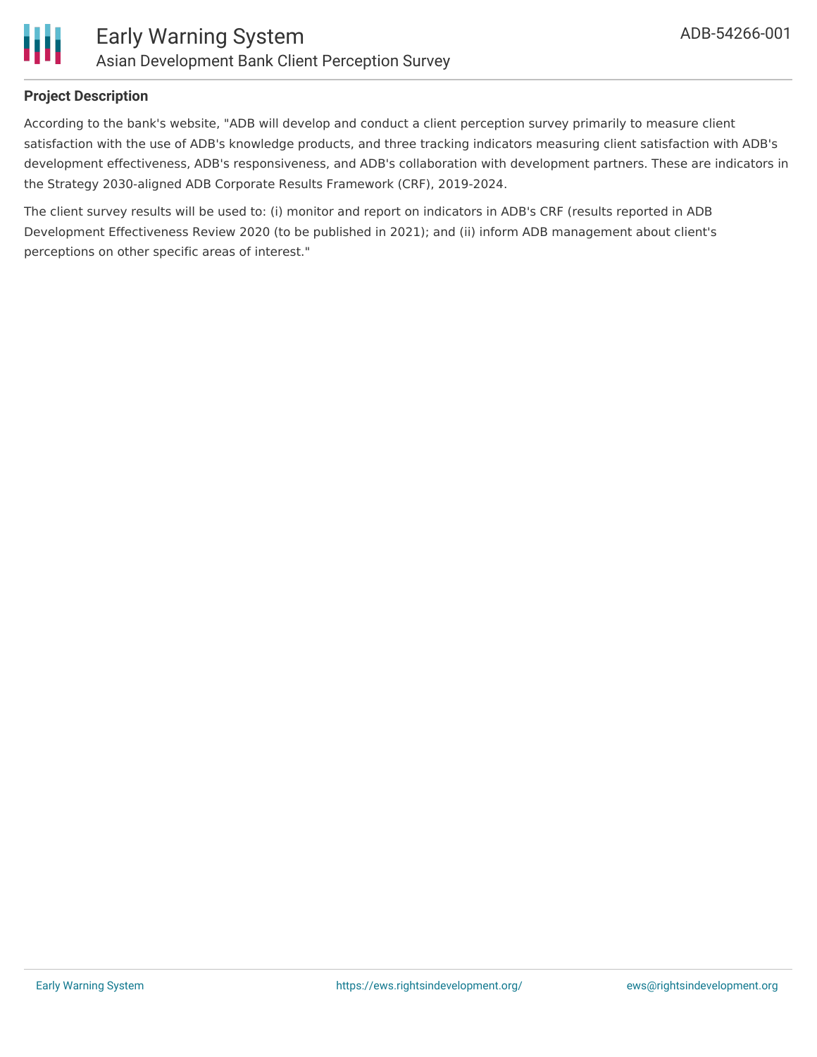**Project Description**

According to the bank's website, "ADB will develop and conduct a client perception survey primarily to measure client satisfaction with the use of ADB's knowledge products, and three tracking indicators measuring client satisfaction with ADB's development effectiveness, ADB's responsiveness, and ADB's collaboration with development partners. These are indicators in the Strategy 2030-aligned ADB Corporate Results Framework (CRF), 2019-2024.

The client survey results will be used to: (i) monitor and report on indicators in ADB's CRF (results reported in ADB Development Effectiveness Review 2020 (to be published in 2021); and (ii) inform ADB management about client's perceptions on other specific areas of interest."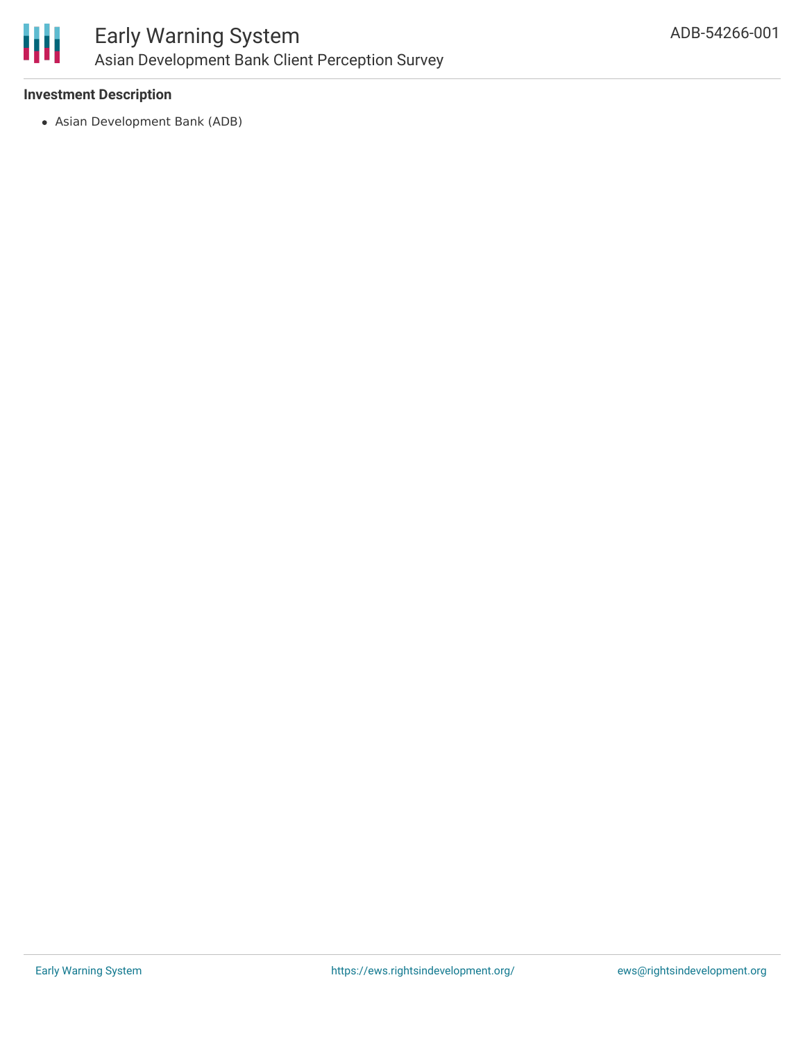**Investment Description**

- Asian Development Bank (ADB)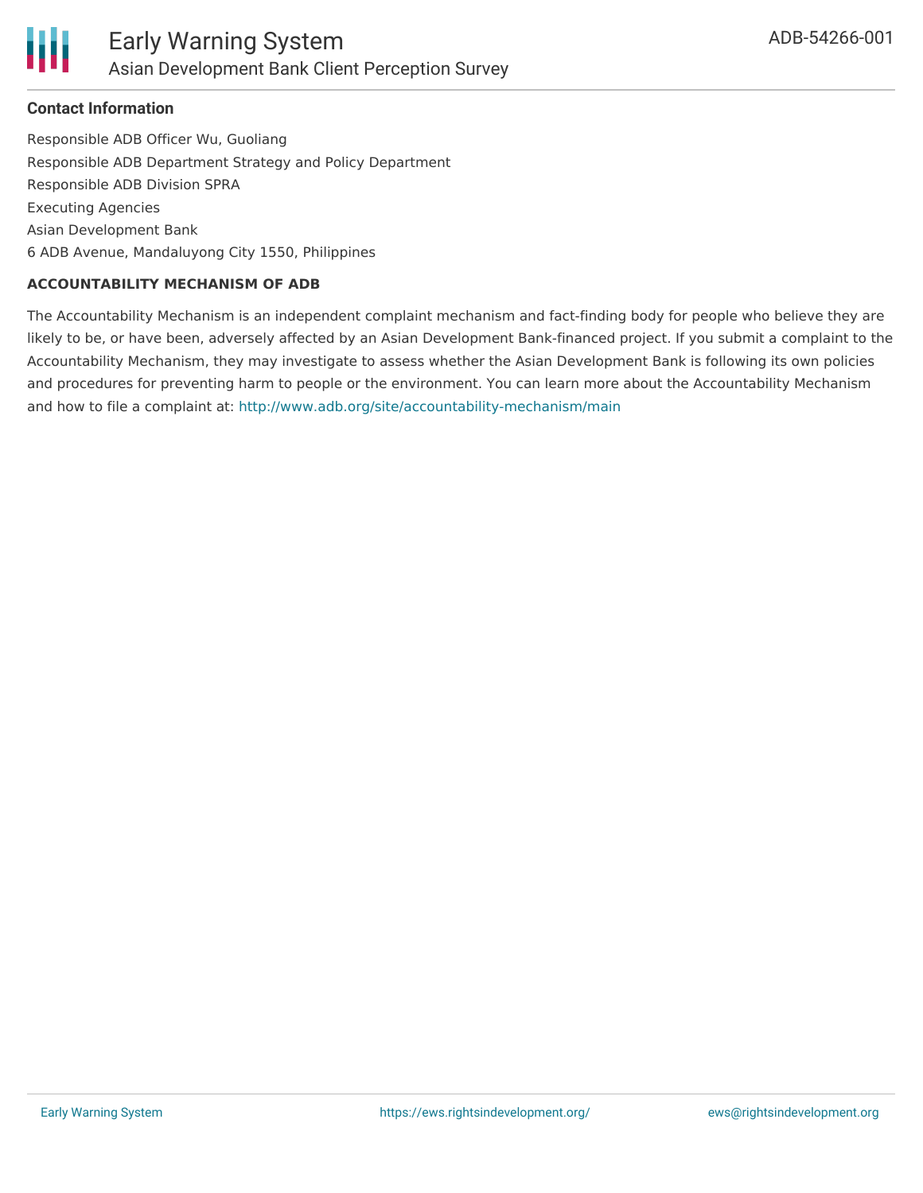### Contact Information

Responsible ADB Officer Wu, Guoliang

Responsible ADB Department Strategy and Policy Department

Responsible ADB Division SPRA

Executing Agencies

Asian Development Bank

6 ADB Avenue, Mandaluyong City 1550, Philippines

#### ACCOUNTABILITY MECHANISM OF ADB

The Accountability Mechanism is an independent complaint mechanism and fact-finding body for people who believe they are likely to be, or have been, adversely affected by an Asian Development Bank-financed project. If you submit a complaint to the Accountability Mechanism, they may investigate to assess whether the Asian Development Bank is following its own policies and procedures for preventing harm to people or the environment. You can learn more about the Accountability Mechanism and how to file a complaint at: http://www.adb.org/site/accountability-mechanism/main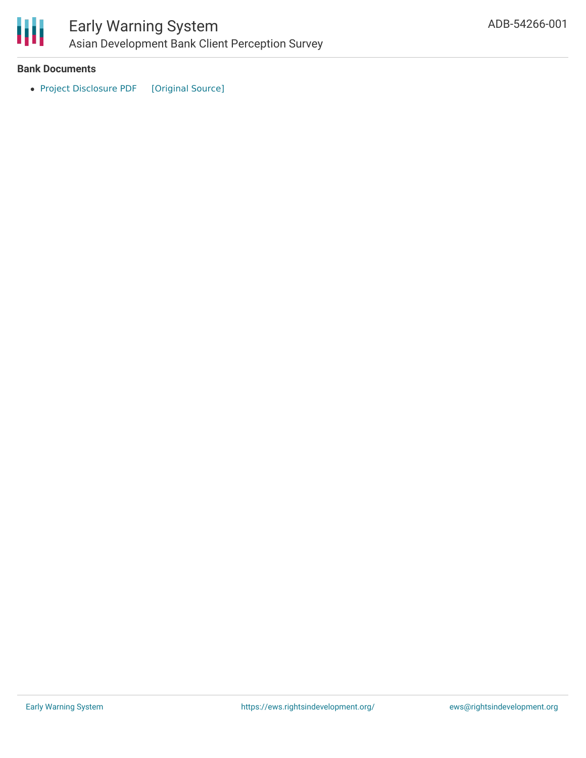**Bank Documents**

- Project Disclosure PDF [Original Source]